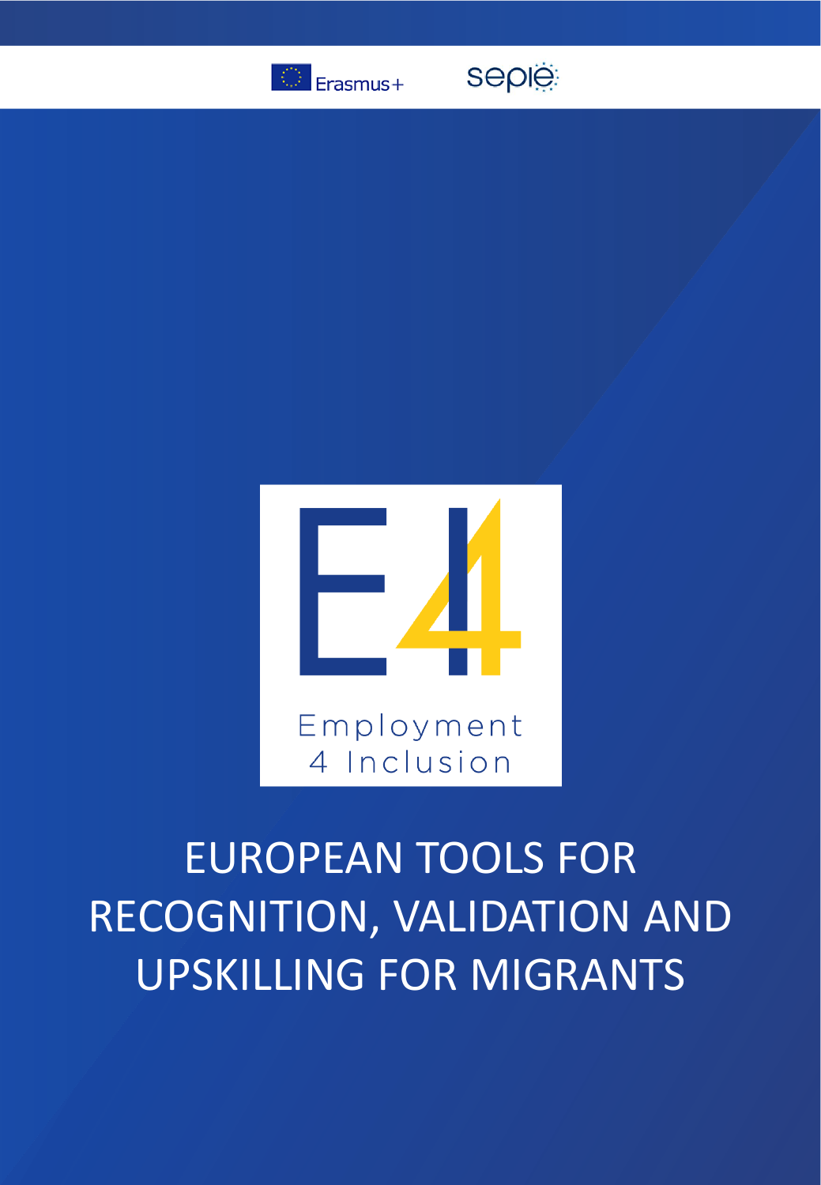Erasmus+

sepie

E4

Employment 4 Inclusion

# EUROPEAN TOOLS FOR RECOGNITION, VALIDATION AND UPSKILLING FOR MIGRANTS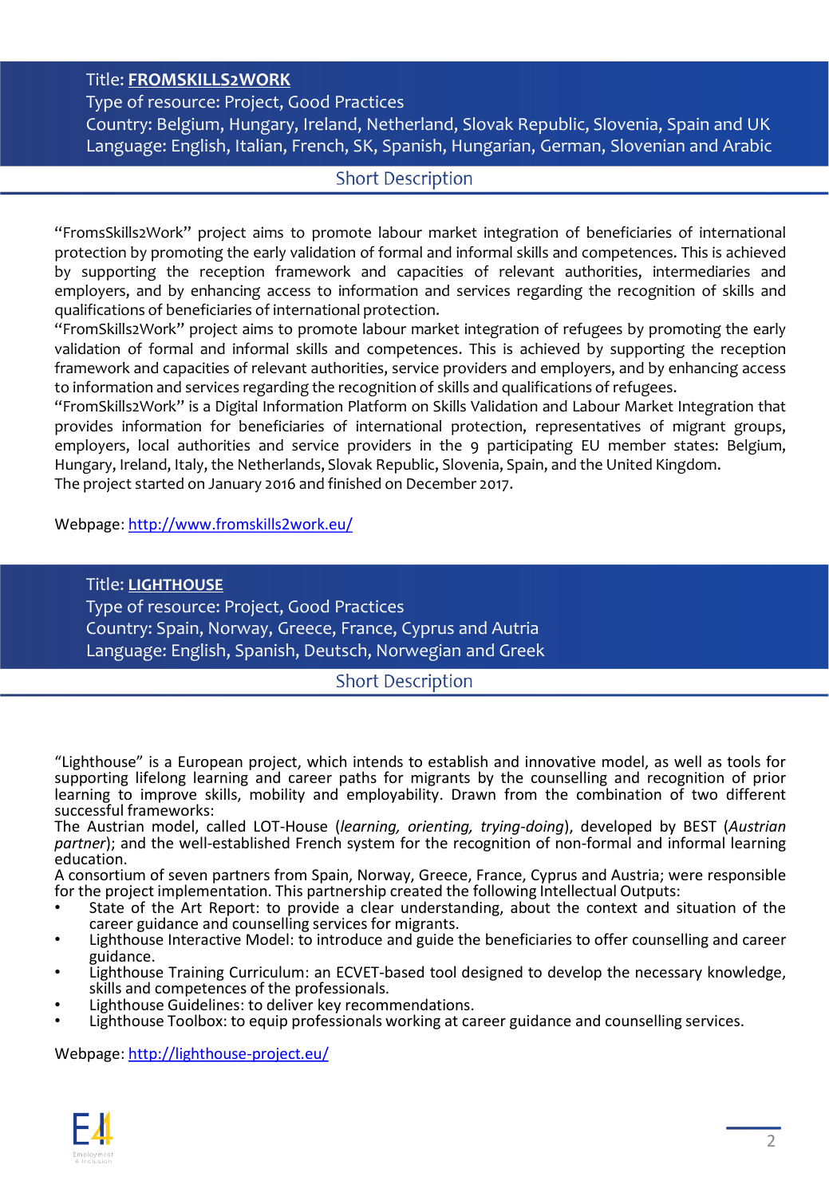Title: **[FROMSKILLS2WORK](http://www.fromskills2work.eu/)**
Type of resource: Project, Good Practices
Country: Belgium, Hungary, Ireland, Netherland, Slovak Republic, Slovenia, Spain and UK
Language: English, Italian, French, SK, Spanish, Hungarian, German, Slovenian and Arabic

### Short Description

"FromsSkills2Work" project aims to promote labour market integration of beneficiaries of international protection by promoting the early validation of formal and informal skills and competences. This is achieved by supporting the reception framework and capacities of relevant authorities, intermediaries and employers, and by enhancing access to information and services regarding the recognition of skills and qualifications of beneficiaries of international protection.
"FromSkills2Work" project aims to promote labour market integration of refugees by promoting the early validation of formal and informal skills and competences. This is achieved by supporting the reception framework and capacities of relevant authorities, service providers and employers, and by enhancing access to information and services regarding the recognition of skills and qualifications of refugees.
"FromSkills2Work" is a Digital Information Platform on Skills Validation and Labour Market Integration that provides information for beneficiaries of international protection, representatives of migrant groups, employers, local authorities and service providers in the 9 participating EU member states: Belgium, Hungary, Ireland, Italy, the Netherlands, Slovak Republic, Slovenia, Spain, and the United Kingdom.
The project started on January 2016 and finished on December 2017.

Webpage: [http://www.fromskills2work.eu/](http://www.fromskills2work.eu/)

Title: **[LIGHTHOUSE](http://lighthouse-project.eu/)**
Type of resource: Project, Good Practices
Country: Spain, Norway, Greece, France, Cyprus and Autria
Language: English, Spanish, Deutsch, Norwegian and Greek

### Short Description

"Lighthouse" is a European project, which intends to establish and innovative model, as well as tools for supporting lifelong learning and career paths for migrants by the counselling and recognition of prior learning to improve skills, mobility and employability. Drawn from the combination of two different successful frameworks:
The Austrian model, called LOT-House (*learning, orienting, trying-doing*), developed by BEST (*Austrian partner*); and the well-established French system for the recognition of non-formal and informal learning education.
A consortium of seven partners from Spain, Norway, Greece, France, Cyprus and Austria; were responsible for the project implementation. This partnership created the following Intellectual Outputs:

- State of the Art Report: to provide a clear understanding, about the context and situation of the career guidance and counselling services for migrants.
- Lighthouse Interactive Model: to introduce and guide the beneficiaries to offer counselling and career guidance.
- Lighthouse Training Curriculum: an ECVET-based tool designed to develop the necessary knowledge, skills and competences of the professionals.
- Lighthouse Guidelines: to deliver key recommendations.
- Lighthouse Toolbox: to equip professionals working at career guidance and counselling services.

Webpage: [http://lighthouse-project.eu/](http://lighthouse-project.eu/)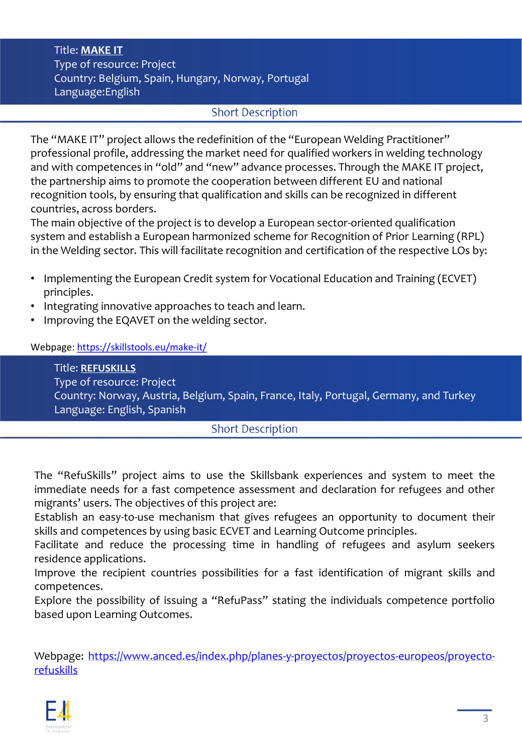Title: **MAKE IT**
Type of resource: Project
Country: Belgium, Spain, Hungary, Norway, Portugal
Language:English

## Short Description

The "MAKE IT" project allows the redefinition of the "European Welding Practitioner" professional profile, addressing the market need for qualified workers in welding technology and with competences in "old" and "new" advance processes. Through the MAKE IT project, the partnership aims to promote the cooperation between different EU and national recognition tools, by ensuring that qualification and skills can be recognized in different countries, across borders.
The main objective of the project is to develop a European sector-oriented qualification system and establish a European harmonized scheme for Recognition of Prior Learning (RPL) in the Welding sector. This will facilitate recognition and certification of the respective LOs by:

- Implementing the European Credit system for Vocational Education and Training (ECVET) principles.
- Integrating innovative approaches to teach and learn.
- Improving the EQAVET on the welding sector.

Webpage: https://skillstools.eu/make-it/

Title: **REFUSKILLS**
Type of resource: Project
Country: Norway, Austria, Belgium, Spain, France, Italy, Portugal, Germany, and Turkey
Language: English, Spanish

## Short Description

The "RefuSkills" project aims to use the Skillsbank experiences and system to meet the immediate needs for a fast competence assessment and declaration for refugees and other migrants' users. The objectives of this project are:
Establish an easy-to-use mechanism that gives refugees an opportunity to document their skills and competences by using basic ECVET and Learning Outcome principles.
Facilitate and reduce the processing time in handling of refugees and asylum seekers residence applications.
Improve the recipient countries possibilities for a fast identification of migrant skills and competences.
Explore the possibility of issuing a "RefuPass" stating the individuals competence portfolio based upon Learning Outcomes.

Webpage: https://www.anced.es/index.php/planes-y-proyectos/proyectos-europeos/proyecto-refuskills